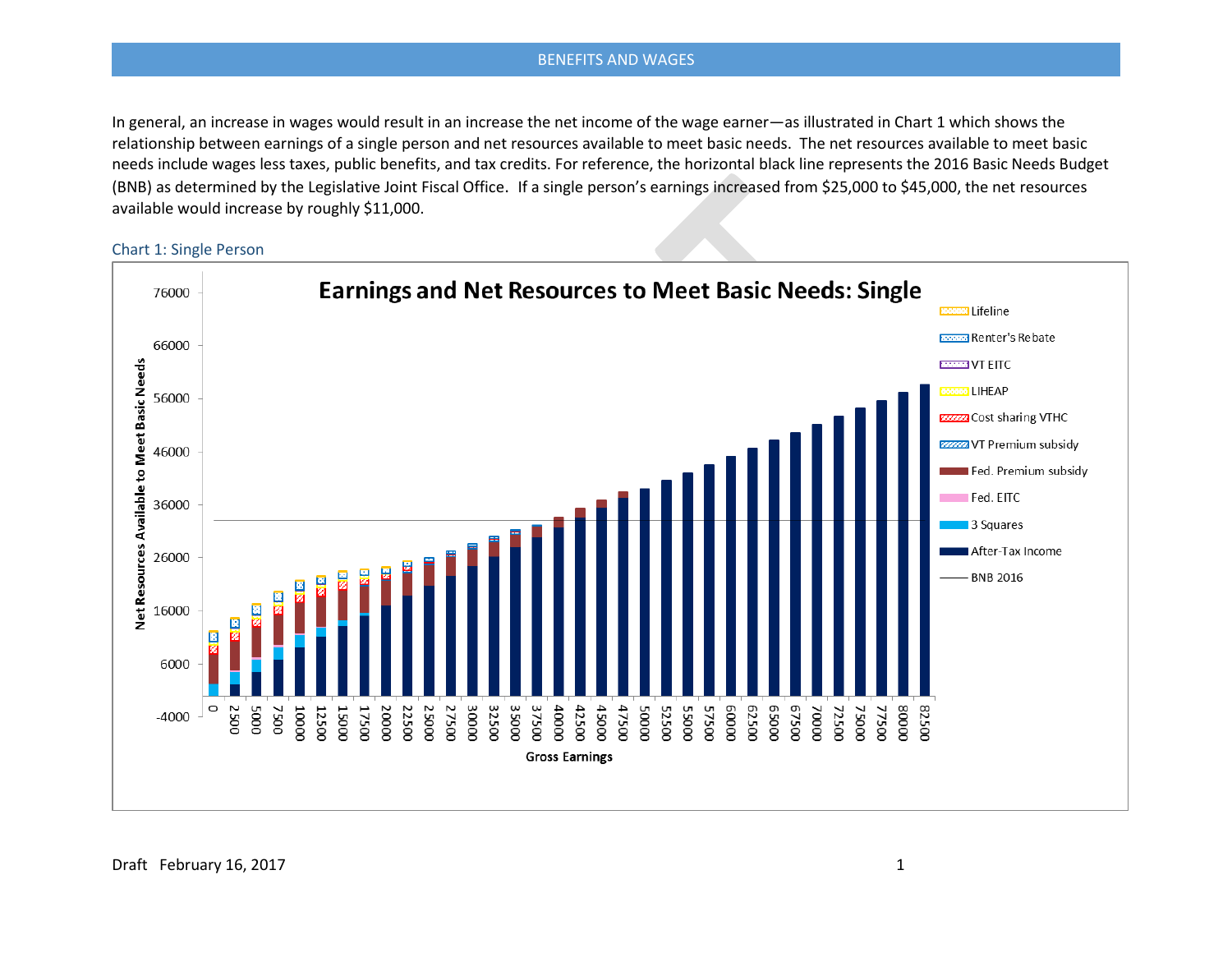## BENEFITS AND WAGES

In general, an increase in wages would result in an increase the net income of the wage earner—as illustrated in Chart 1 which shows the relationship between earnings of a single person and net resources available to meet basic needs. The net resources available to meet basic needs include wages less taxes, public benefits, and tax credits. For reference, the horizontal black line represents the 2016 Basic Needs Budget (BNB) as determined by the Legislative Joint Fiscal Office. If a single person's earnings increased from $25,000 to $45,000, the net resources available would increase by roughly $11,000.

### Chart 1: Single Person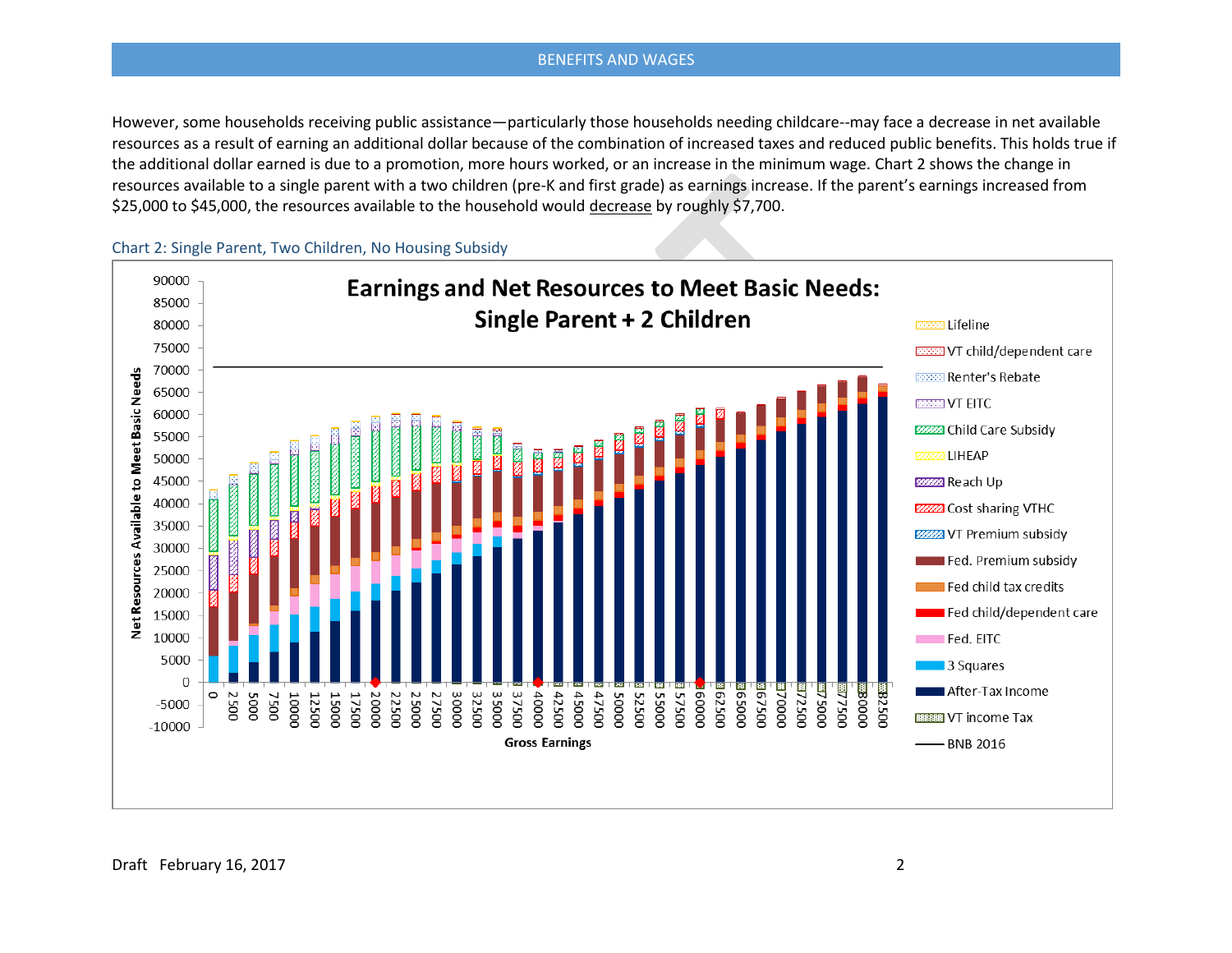However, some households receiving public assistance—particularly those households needing childcare--may face a decrease in net available resources as a result of earning an additional dollar because of the combination of increased taxes and reduced public benefits. This holds true if the additional dollar earned is due to a promotion, more hours worked, or an increase in the minimum wage. Chart 2 shows the change in resources available to a single parent with a two children (pre-K and first grade) as earnings increase. If the parent's earnings increased from $25,000 to $45,000, the resources available to the household would decrease by roughly $7,700.

### Chart 2: Single Parent, Two Children, No Housing Subsidy

**Earnings and Net Resources to Meet Basic Needs: Single Parent + 2 Children**

Y-axis: Net Resources Available to Meet Basic Needs (-10000 to 90000)

X-axis: Gross Earnings (0 to 82500, in increments of 2500)

Legend: Lifeline; VT child/dependent care; Renter's Rebate; VT EITC; Child Care Subsidy; LIHEAP; Reach Up; Cost sharing VTHC; VT Premium subsidy; Fed. Premium subsidy; Fed child tax credits; Fed child/dependent care; Fed. EITC; 3 Squares; After-Tax Income; VT income Tax; BNB 2016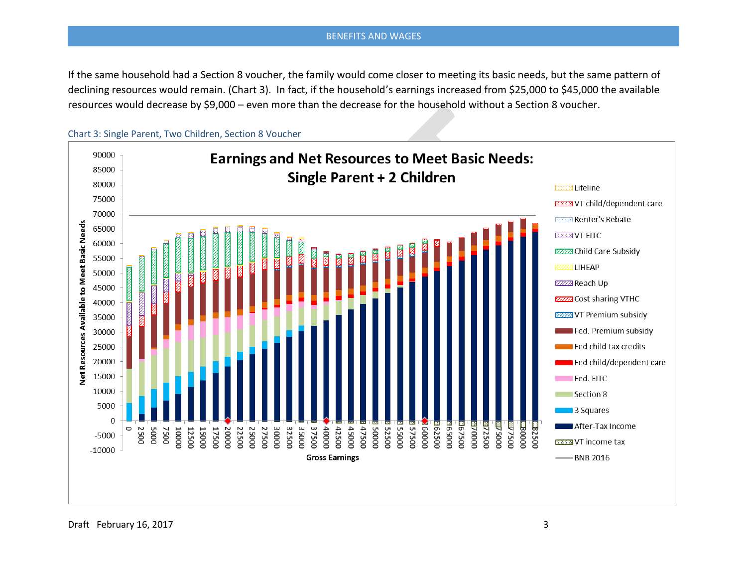If the same household had a Section 8 voucher, the family would come closer to meeting its basic needs, but the same pattern of declining resources would remain. (Chart 3). In fact, if the household's earnings increased from $25,000 to $45,000 the available resources would decrease by $9,000 – even more than the decrease for the household without a Section 8 voucher.

Chart 3: Single Parent, Two Children, Section 8 Voucher

**Earnings and Net Resources to Meet Basic Needs: Single Parent + 2 Children**

Legend: Lifeline; VT child/dependent care; Renter's Rebate; VT EITC; Child Care Subsidy; LIHEAP; Reach Up; Cost sharing VTHC; VT Premium subsidy; Fed. Premium subsidy; Fed child tax credits; Fed child/dependent care; Fed. EITC; Section 8; 3 Squares; After-Tax Income; VT income tax; BNB 2016

Y-axis: Net Resources Available to Meet Basic Needs (-10000 to 90000)

X-axis: Gross Earnings (0 to 82500, in increments of 2500)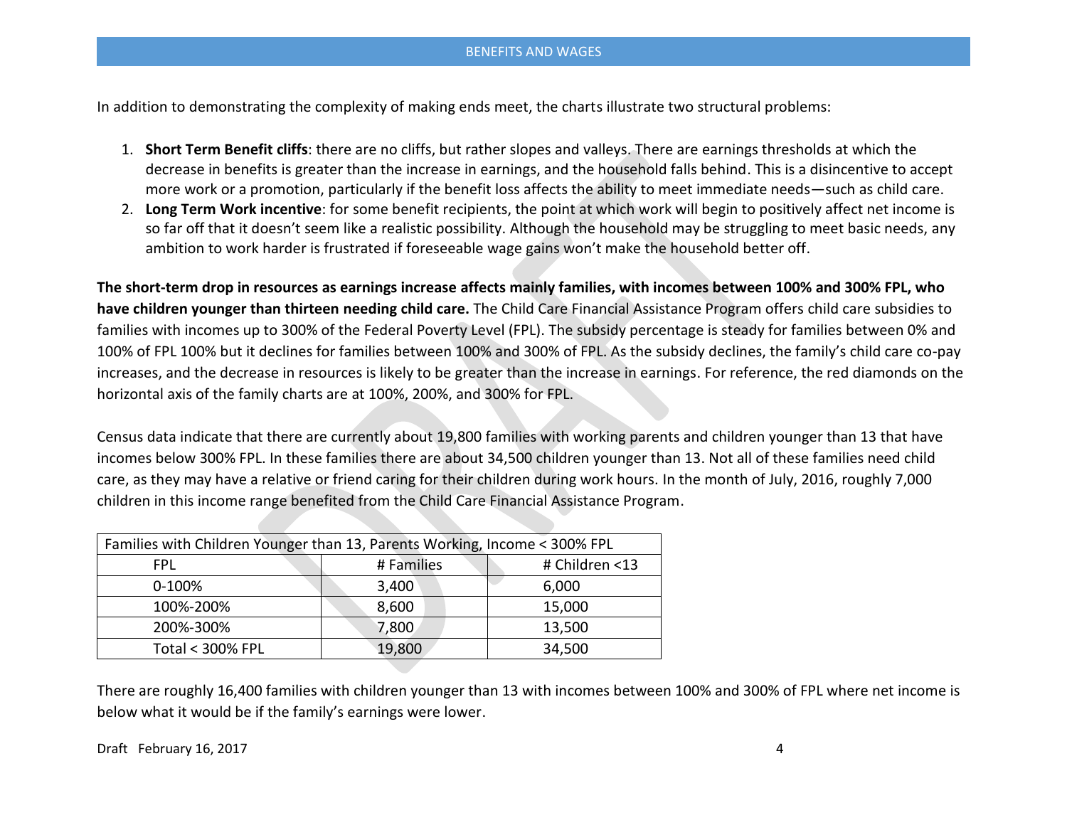In addition to demonstrating the complexity of making ends meet, the charts illustrate two structural problems:

1. **Short Term Benefit cliffs**: there are no cliffs, but rather slopes and valleys. There are earnings thresholds at which the decrease in benefits is greater than the increase in earnings, and the household falls behind. This is a disincentive to accept more work or a promotion, particularly if the benefit loss affects the ability to meet immediate needs—such as child care.
2. **Long Term Work incentive**: for some benefit recipients, the point at which work will begin to positively affect net income is so far off that it doesn't seem like a realistic possibility. Although the household may be struggling to meet basic needs, any ambition to work harder is frustrated if foreseeable wage gains won't make the household better off.

**The short-term drop in resources as earnings increase affects mainly families, with incomes between 100% and 300% FPL, who have children younger than thirteen needing child care.** The Child Care Financial Assistance Program offers child care subsidies to families with incomes up to 300% of the Federal Poverty Level (FPL). The subsidy percentage is steady for families between 0% and 100% of FPL 100% but it declines for families between 100% and 300% of FPL. As the subsidy declines, the family's child care co-pay increases, and the decrease in resources is likely to be greater than the increase in earnings. For reference, the red diamonds on the horizontal axis of the family charts are at 100%, 200%, and 300% for FPL.

Census data indicate that there are currently about 19,800 families with working parents and children younger than 13 that have incomes below 300% FPL. In these families there are about 34,500 children younger than 13. Not all of these families need child care, as they may have a relative or friend caring for their children during work hours. In the month of July, 2016, roughly 7,000 children in this income range benefited from the Child Care Financial Assistance Program.

| Families with Children Younger than 13, Parents Working, Income < 300% FPL | | |
|---|---|---|
| FPL | # Families | # Children <13 |
| 0-100% | 3,400 | 6,000 |
| 100%-200% | 8,600 | 15,000 |
| 200%-300% | 7,800 | 13,500 |
| Total < 300% FPL | 19,800 | 34,500 |

There are roughly 16,400 families with children younger than 13 with incomes between 100% and 300% of FPL where net income is below what it would be if the family's earnings were lower.

Draft February 16, 2017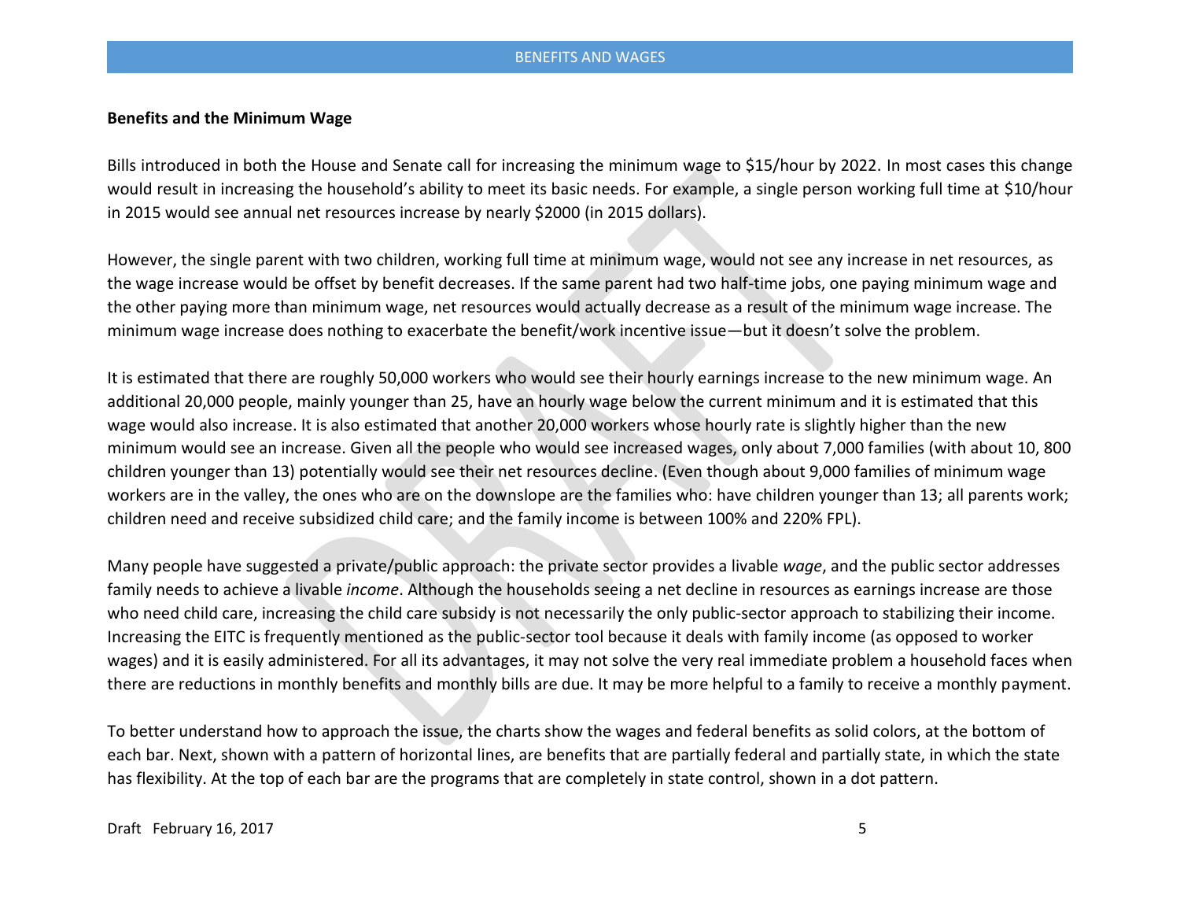## Benefits and the Minimum Wage

Bills introduced in both the House and Senate call for increasing the minimum wage to $15/hour by 2022. In most cases this change would result in increasing the household's ability to meet its basic needs. For example, a single person working full time at $10/hour in 2015 would see annual net resources increase by nearly $2000 (in 2015 dollars).

However, the single parent with two children, working full time at minimum wage, would not see any increase in net resources, as the wage increase would be offset by benefit decreases. If the same parent had two half-time jobs, one paying minimum wage and the other paying more than minimum wage, net resources would actually decrease as a result of the minimum wage increase. The minimum wage increase does nothing to exacerbate the benefit/work incentive issue—but it doesn't solve the problem.

It is estimated that there are roughly 50,000 workers who would see their hourly earnings increase to the new minimum wage. An additional 20,000 people, mainly younger than 25, have an hourly wage below the current minimum and it is estimated that this wage would also increase. It is also estimated that another 20,000 workers whose hourly rate is slightly higher than the new minimum would see an increase. Given all the people who would see increased wages, only about 7,000 families (with about 10, 800 children younger than 13) potentially would see their net resources decline. (Even though about 9,000 families of minimum wage workers are in the valley, the ones who are on the downslope are the families who: have children younger than 13; all parents work; children need and receive subsidized child care; and the family income is between 100% and 220% FPL).

Many people have suggested a private/public approach: the private sector provides a livable *wage*, and the public sector addresses family needs to achieve a livable *income*. Although the households seeing a net decline in resources as earnings increase are those who need child care, increasing the child care subsidy is not necessarily the only public-sector approach to stabilizing their income. Increasing the EITC is frequently mentioned as the public-sector tool because it deals with family income (as opposed to worker wages) and it is easily administered. For all its advantages, it may not solve the very real immediate problem a household faces when there are reductions in monthly benefits and monthly bills are due. It may be more helpful to a family to receive a monthly payment.

To better understand how to approach the issue, the charts show the wages and federal benefits as solid colors, at the bottom of each bar. Next, shown with a pattern of horizontal lines, are benefits that are partially federal and partially state, in which the state has flexibility. At the top of each bar are the programs that are completely in state control, shown in a dot pattern.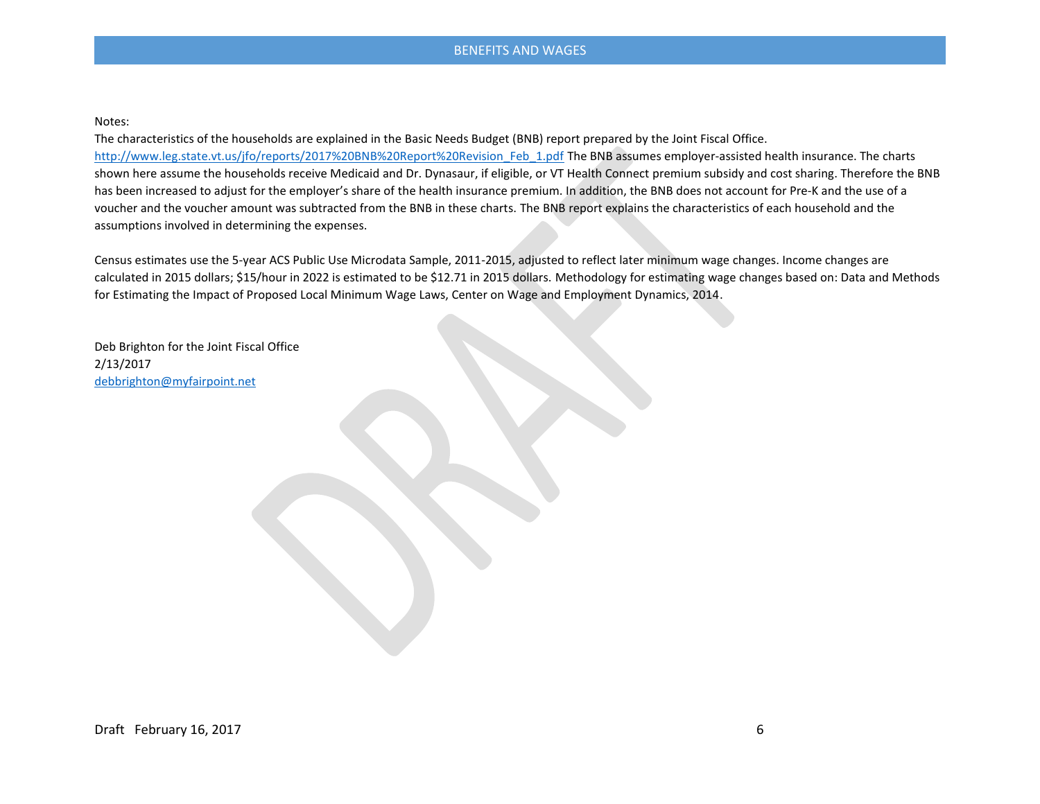Notes:

The characteristics of the households are explained in the Basic Needs Budget (BNB) report prepared by the Joint Fiscal Office. http://www.leg.state.vt.us/jfo/reports/2017%20BNB%20Report%20Revision_Feb_1.pdf The BNB assumes employer-assisted health insurance. The charts shown here assume the households receive Medicaid and Dr. Dynasaur, if eligible, or VT Health Connect premium subsidy and cost sharing. Therefore the BNB has been increased to adjust for the employer's share of the health insurance premium. In addition, the BNB does not account for Pre-K and the use of a voucher and the voucher amount was subtracted from the BNB in these charts. The BNB report explains the characteristics of each household and the assumptions involved in determining the expenses.

Census estimates use the 5-year ACS Public Use Microdata Sample, 2011-2015, adjusted to reflect later minimum wage changes. Income changes are calculated in 2015 dollars; $15/hour in 2022 is estimated to be $12.71 in 2015 dollars. Methodology for estimating wage changes based on: Data and Methods for Estimating the Impact of Proposed Local Minimum Wage Laws, Center on Wage and Employment Dynamics, 2014.

Deb Brighton for the Joint Fiscal Office
2/13/2017
debbrighton@myfairpoint.net